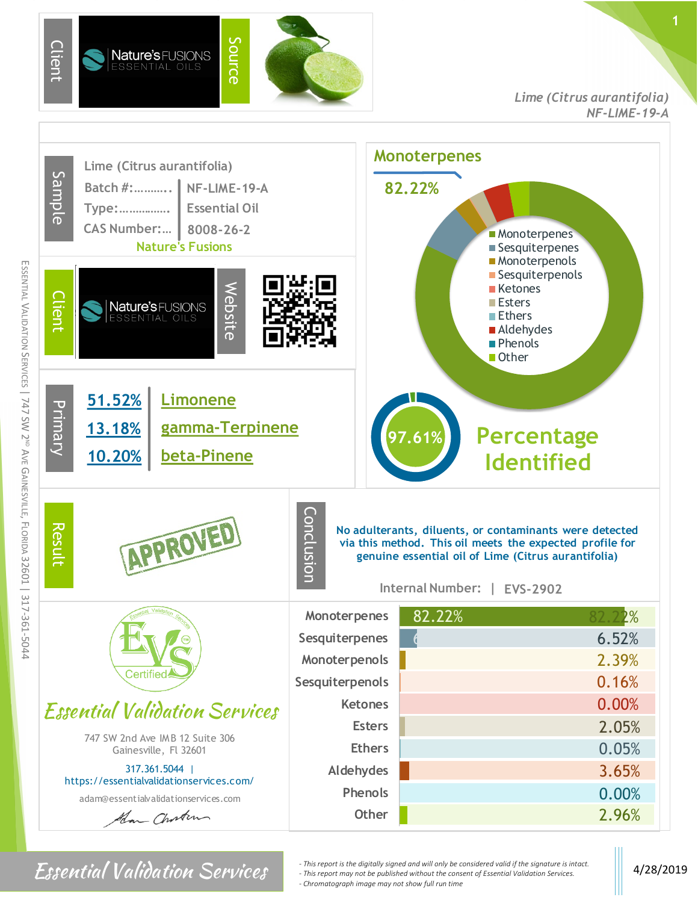**Client:** Nature's FUSIONS ESSENTIAL OILS | **Source**

*Lime (Citrus aurantifolia)*
*NF-LIME-19-A*

## Sample

Lime (Citrus aurantifolia)

| | |
|---|---|
| Batch #:.......... | NF-LIME-19-A |
| Type:............... | Essential Oil |
| CAS Number:... | 8008-26-2 |

Nature's Fusions

**Client:** Nature's FUSIONS ESSENTIAL OILS | **Website**

## Primary

| | |
|---|---|
| 51.52% | Limonene |
| 13.18% | gamma-Terpinene |
| 10.20% | beta-Pinene |

## Monoterpenes

82.22%

- Monoterpenes
- Sesquiterpenes
- Monoterpenols
- Sesquiterpenols
- Ketones
- Esters
- Ethers
- Aldehydes
- Phenols
- Other

## Percentage Identified

97.61%

## Result

APPROVED

## Conclusion

**No adulterants, diluents, or contaminants were detected via this method. This oil meets the expected profile for genuine essential oil of Lime (Citrus aurantifolia)**

Internal Number: | EVS-2902

| Class | Percentage |
|---|---|
| Monoterpenes | 82.22% |
| Sesquiterpenes | 6.52% |
| Monoterpenols | 2.39% |
| Sesquiterpenols | 0.16% |
| Ketones | 0.00% |
| Esters | 2.05% |
| Ethers | 0.05% |
| Aldehydes | 3.65% |
| Phenols | 0.00% |
| Other | 2.96% |

EVS Certified

*Essential Validation Services*

747 SW 2nd Ave IMB 12 Suite 306
Gainesville, Fl 32601

317.361.5044 | https://essentialvalidationservices.com/

adam@essentialvalidationservices.com

ESSENTIAL VALIDATION SERVICES | 747 SW 2ND AVE GAINESVILLE, FLORIDA 32601 | 317-361-5044

*Essential Validation Services*

- *This report is the digitally signed and will only be considered valid if the signature is intact.*
- *This report may not be published without the consent of Essential Validation Services.*
- *Chromatograph image may not show full run time*

4/28/2019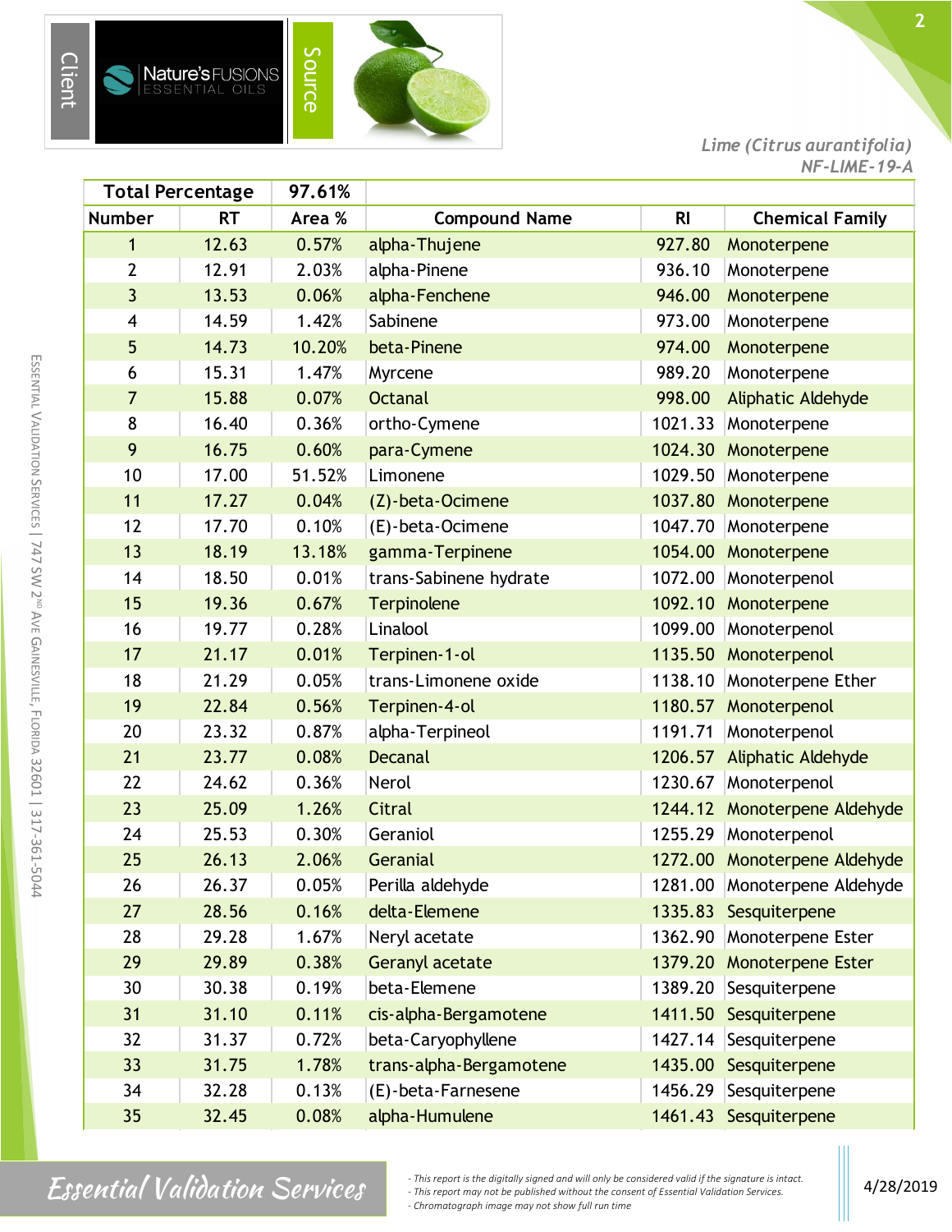Client

Nature's FUSIONS ESSENTIAL OILS

Source

*Lime (Citrus aurantifolia)*
*NF-LIME-19-A*

| Total Percentage | | 97.61% | | | |
|---|---|---|---|---|---|
| **Number** | **RT** | **Area %** | **Compound Name** | **RI** | **Chemical Family** |
| 1 | 12.63 | 0.57% | alpha-Thujene | 927.80 | Monoterpene |
| 2 | 12.91 | 2.03% | alpha-Pinene | 936.10 | Monoterpene |
| 3 | 13.53 | 0.06% | alpha-Fenchene | 946.00 | Monoterpene |
| 4 | 14.59 | 1.42% | Sabinene | 973.00 | Monoterpene |
| 5 | 14.73 | 10.20% | beta-Pinene | 974.00 | Monoterpene |
| 6 | 15.31 | 1.47% | Myrcene | 989.20 | Monoterpene |
| 7 | 15.88 | 0.07% | Octanal | 998.00 | Aliphatic Aldehyde |
| 8 | 16.40 | 0.36% | ortho-Cymene | 1021.33 | Monoterpene |
| 9 | 16.75 | 0.60% | para-Cymene | 1024.30 | Monoterpene |
| 10 | 17.00 | 51.52% | Limonene | 1029.50 | Monoterpene |
| 11 | 17.27 | 0.04% | (Z)-beta-Ocimene | 1037.80 | Monoterpene |
| 12 | 17.70 | 0.10% | (E)-beta-Ocimene | 1047.70 | Monoterpene |
| 13 | 18.19 | 13.18% | gamma-Terpinene | 1054.00 | Monoterpene |
| 14 | 18.50 | 0.01% | trans-Sabinene hydrate | 1072.00 | Monoterpenol |
| 15 | 19.36 | 0.67% | Terpinolene | 1092.10 | Monoterpene |
| 16 | 19.77 | 0.28% | Linalool | 1099.00 | Monoterpenol |
| 17 | 21.17 | 0.01% | Terpinen-1-ol | 1135.50 | Monoterpenol |
| 18 | 21.29 | 0.05% | trans-Limonene oxide | 1138.10 | Monoterpene Ether |
| 19 | 22.84 | 0.56% | Terpinen-4-ol | 1180.57 | Monoterpenol |
| 20 | 23.32 | 0.87% | alpha-Terpineol | 1191.71 | Monoterpenol |
| 21 | 23.77 | 0.08% | Decanal | 1206.57 | Aliphatic Aldehyde |
| 22 | 24.62 | 0.36% | Nerol | 1230.67 | Monoterpenol |
| 23 | 25.09 | 1.26% | Citral | 1244.12 | Monoterpene Aldehyde |
| 24 | 25.53 | 0.30% | Geraniol | 1255.29 | Monoterpenol |
| 25 | 26.13 | 2.06% | Geranial | 1272.00 | Monoterpene Aldehyde |
| 26 | 26.37 | 0.05% | Perilla aldehyde | 1281.00 | Monoterpene Aldehyde |
| 27 | 28.56 | 0.16% | delta-Elemene | 1335.83 | Sesquiterpene |
| 28 | 29.28 | 1.67% | Neryl acetate | 1362.90 | Monoterpene Ester |
| 29 | 29.89 | 0.38% | Geranyl acetate | 1379.20 | Monoterpene Ester |
| 30 | 30.38 | 0.19% | beta-Elemene | 1389.20 | Sesquiterpene |
| 31 | 31.10 | 0.11% | cis-alpha-Bergamotene | 1411.50 | Sesquiterpene |
| 32 | 31.37 | 0.72% | beta-Caryophyllene | 1427.14 | Sesquiterpene |
| 33 | 31.75 | 1.78% | trans-alpha-Bergamotene | 1435.00 | Sesquiterpene |
| 34 | 32.28 | 0.13% | (E)-beta-Farnesene | 1456.29 | Sesquiterpene |
| 35 | 32.45 | 0.08% | alpha-Humulene | 1461.43 | Sesquiterpene |

Essential Validation Services | 747 SW 2nd Ave Gainesville, Florida 32601 | 317-361-5044

*Essential Validation Services*

- This report is the digitally signed and will only be considered valid if the signature is intact.
- This report may not be published without the consent of Essential Validation Services.
- Chromatograph image may not show full run time

4/28/2019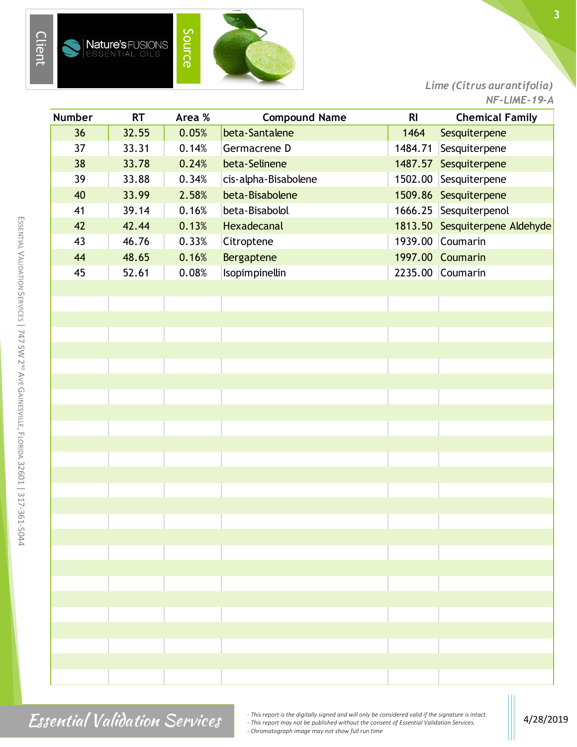Client Nature's FUSIONS ESSENTIAL OILS Source

*Lime (Citrus aurantifolia)*
*NF-LIME-19-A*

| Number | RT | Area % | Compound Name | RI | Chemical Family |
|---|---|---|---|---|---|
| 36 | 32.55 | 0.05% | beta-Santalene | 1464 | Sesquiterpene |
| 37 | 33.31 | 0.14% | Germacrene D | 1484.71 | Sesquiterpene |
| 38 | 33.78 | 0.24% | beta-Selinene | 1487.57 | Sesquiterpene |
| 39 | 33.88 | 0.34% | cis-alpha-Bisabolene | 1502.00 | Sesquiterpene |
| 40 | 33.99 | 2.58% | beta-Bisabolene | 1509.86 | Sesquiterpene |
| 41 | 39.14 | 0.16% | beta-Bisabolol | 1666.25 | Sesquiterpenol |
| 42 | 42.44 | 0.13% | Hexadecanal | 1813.50 | Sesquiterpene Aldehyde |
| 43 | 46.76 | 0.33% | Citroptene | 1939.00 | Coumarin |
| 44 | 48.65 | 0.16% | Bergaptene | 1997.00 | Coumarin |
| 45 | 52.61 | 0.08% | Isopimpinellin | 2235.00 | Coumarin |

Essential Validation Services | 747 SW 2nd Ave Gainesville, Florida 32601 | 317-361-5044

*Essential Validation Services*

*- This report is the digitally signed and will only be considered valid if the signature is intact.*
*- This report may not be published without the consent of Essential Validation Services.*
*- Chromatograph image may not show full run time*

4/28/2019